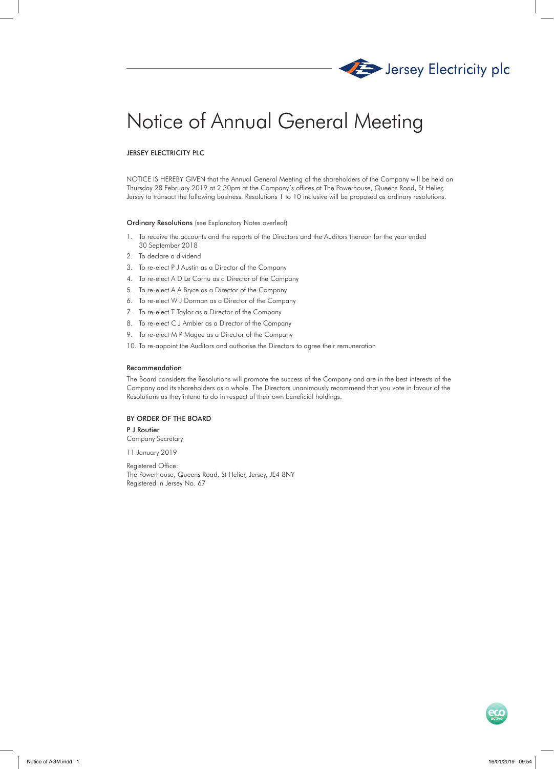Jersey Electricity plc

# Notice of Annual General Meeting

JERSEY ELECTRICITY PLC

NOTICE IS HEREBY GIVEN that the Annual General Meeting of the shareholders of the Company will be held on Thursday 28 February 2019 at 2.30pm at the Company's offices at The Powerhouse, Queens Road, St Helier, Jersey to transact the following business. Resolutions 1 to 10 inclusive will be proposed as ordinary resolutions.

**Ordinary Resolutions** (see Explanatory Notes overleaf)

1. To receive the accounts and the reports of the Directors and the Auditors thereon for the year ended 30 September 2018
2. To declare a dividend
3. To re-elect P J Austin as a Director of the Company
4. To re-elect A D Le Cornu as a Director of the Company
5. To re-elect A A Bryce as a Director of the Company
6. To re-elect W J Dorman as a Director of the Company
7. To re-elect T Taylor as a Director of the Company
8. To re-elect C J Ambler as a Director of the Company
9. To re-elect M P Magee as a Director of the Company
10. To re-appoint the Auditors and authorise the Directors to agree their remuneration

**Recommendation**

The Board considers the Resolutions will promote the success of the Company and are in the best interests of the Company and its shareholders as a whole. The Directors unanimously recommend that you vote in favour of the Resolutions as they intend to do in respect of their own beneficial holdings.

**BY ORDER OF THE BOARD**

**P J Routier**
Company Secretary

11 January 2019

Registered Office:
The Powerhouse, Queens Road, St Helier, Jersey, JE4 8NY
Registered in Jersey No. 67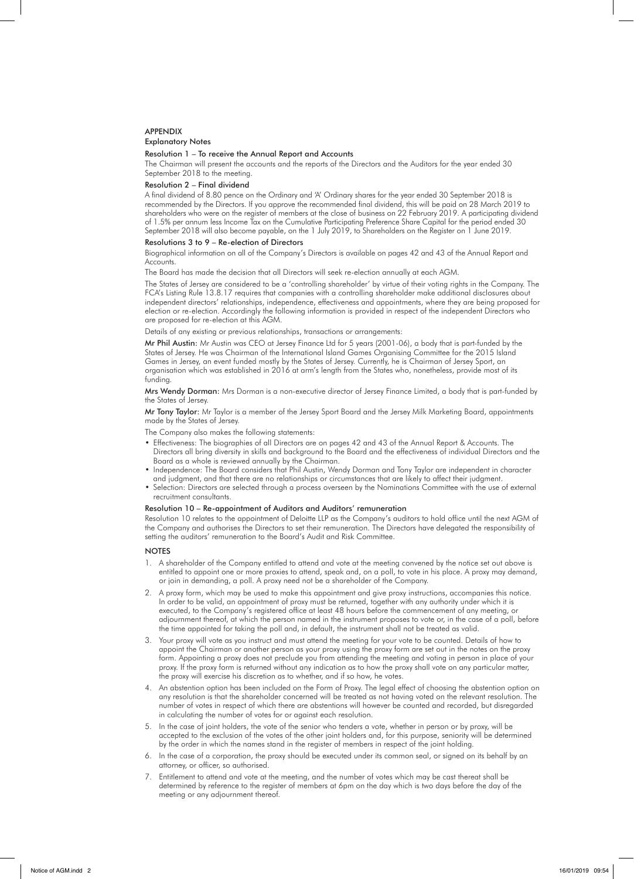## APPENDIX

### Explanatory Notes

#### Resolution 1 – To receive the Annual Report and Accounts

The Chairman will present the accounts and the reports of the Directors and the Auditors for the year ended 30 September 2018 to the meeting.

#### Resolution 2 – Final dividend

A final dividend of 8.80 pence on the Ordinary and 'A' Ordinary shares for the year ended 30 September 2018 is recommended by the Directors. If you approve the recommended final dividend, this will be paid on 28 March 2019 to shareholders who were on the register of members at the close of business on 22 February 2019. A participating dividend of 1.5% per annum less Income Tax on the Cumulative Participating Preference Share Capital for the period ended 30 September 2018 will also become payable, on the 1 July 2019, to Shareholders on the Register on 1 June 2019.

#### Resolutions 3 to 9 – Re-election of Directors

Biographical information on all of the Company's Directors is available on pages 42 and 43 of the Annual Report and Accounts.

The Board has made the decision that all Directors will seek re-election annually at each AGM.

The States of Jersey are considered to be a 'controlling shareholder' by virtue of their voting rights in the Company. The FCA's Listing Rule 13.8.17 requires that companies with a controlling shareholder make additional disclosures about independent directors' relationships, independence, effectiveness and appointments, where they are being proposed for election or re-election. Accordingly the following information is provided in respect of the independent Directors who are proposed for re-election at this AGM.

Details of any existing or previous relationships, transactions or arrangements:

**Mr Phil Austin:** Mr Austin was CEO at Jersey Finance Ltd for 5 years (2001-06), a body that is part-funded by the States of Jersey. He was Chairman of the International Island Games Organising Committee for the 2015 Island Games in Jersey, an event funded mostly by the States of Jersey. Currently, he is Chairman of Jersey Sport, an organisation which was established in 2016 at arm's length from the States who, nonetheless, provide most of its funding.

**Mrs Wendy Dorman:** Mrs Dorman is a non-executive director of Jersey Finance Limited, a body that is part-funded by the States of Jersey.

**Mr Tony Taylor:** Mr Taylor is a member of the Jersey Sport Board and the Jersey Milk Marketing Board, appointments made by the States of Jersey.

The Company also makes the following statements:

- Effectiveness: The biographies of all Directors are on pages 42 and 43 of the Annual Report & Accounts. The Directors all bring diversity in skills and background to the Board and the effectiveness of individual Directors and the Board as a whole is reviewed annually by the Chairman.
- Independence: The Board considers that Phil Austin, Wendy Dorman and Tony Taylor are independent in character and judgment, and that there are no relationships or circumstances that are likely to affect their judgment.
- Selection: Directors are selected through a process overseen by the Nominations Committee with the use of external recruitment consultants.

#### Resolution 10 – Re-appointment of Auditors and Auditors' remuneration

Resolution 10 relates to the appointment of Deloitte LLP as the Company's auditors to hold office until the next AGM of the Company and authorises the Directors to set their remuneration. The Directors have delegated the responsibility of setting the auditors' remuneration to the Board's Audit and Risk Committee.

### NOTES

1. A shareholder of the Company entitled to attend and vote at the meeting convened by the notice set out above is entitled to appoint one or more proxies to attend, speak and, on a poll, to vote in his place. A proxy may demand, or join in demanding, a poll. A proxy need not be a shareholder of the Company.
2. A proxy form, which may be used to make this appointment and give proxy instructions, accompanies this notice. In order to be valid, an appointment of proxy must be returned, together with any authority under which it is executed, to the Company's registered office at least 48 hours before the commencement of any meeting, or adjournment thereof, at which the person named in the instrument proposes to vote or, in the case of a poll, before the time appointed for taking the poll and, in default, the instrument shall not be treated as valid.
3. Your proxy will vote as you instruct and must attend the meeting for your vote to be counted. Details of how to appoint the Chairman or another person as your proxy using the proxy form are set out in the notes on the proxy form. Appointing a proxy does not preclude you from attending the meeting and voting in person in place of your proxy. If the proxy form is returned without any indication as to how the proxy shall vote on any particular matter, the proxy will exercise his discretion as to whether, and if so how, he votes.
4. An abstention option has been included on the Form of Proxy. The legal effect of choosing the abstention option on any resolution is that the shareholder concerned will be treated as not having voted on the relevant resolution. The number of votes in respect of which there are abstentions will however be counted and recorded, but disregarded in calculating the number of votes for or against each resolution.
5. In the case of joint holders, the vote of the senior who tenders a vote, whether in person or by proxy, will be accepted to the exclusion of the votes of the other joint holders and, for this purpose, seniority will be determined by the order in which the names stand in the register of members in respect of the joint holding.
6. In the case of a corporation, the proxy should be executed under its common seal, or signed on its behalf by an attorney, or officer, so authorised.
7. Entitlement to attend and vote at the meeting, and the number of votes which may be cast thereat shall be determined by reference to the register of members at 6pm on the day which is two days before the day of the meeting or any adjournment thereof.